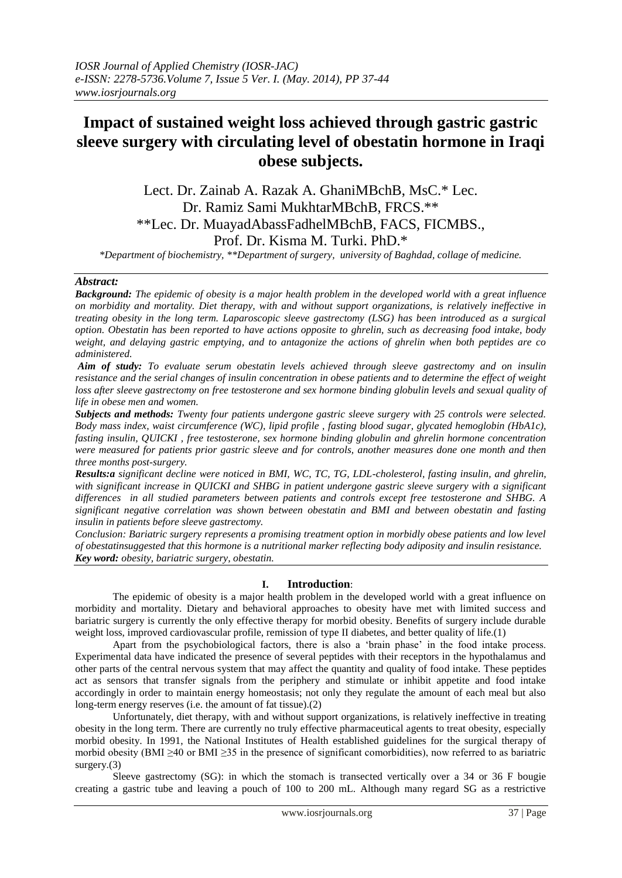# Impact of sustained weight loss achieved through gastric gastric sleeve surgery with circulating level of obestatin hormone in Iraqi obese subjects.

Lect. Dr. Zainab A. Razak A. GhaniMBchB, MsC.* Lec. Dr. Ramiz Sami MukhtarMBchB, FRCS.** **Lec. Dr. MuayadAbassFadhelMBchB, FACS, FICMBS., Prof. Dr. Kisma M. Turki. PhD.*

*\*Department of biochemistry, \*\*Department of surgery, university of Baghdad, collage of medicine.*

## Abstract:

***Background:*** *The epidemic of obesity is a major health problem in the developed world with a great influence on morbidity and mortality. Diet therapy, with and without support organizations, is relatively ineffective in treating obesity in the long term. Laparoscopic sleeve gastrectomy (LSG) has been introduced as a surgical option. Obestatin has been reported to have actions opposite to ghrelin, such as decreasing food intake, body weight, and delaying gastric emptying, and to antagonize the actions of ghrelin when both peptides are co administered.*

***Aim of study:*** *To evaluate serum obestatin levels achieved through sleeve gastrectomy and on insulin resistance and the serial changes of insulin concentration in obese patients and to determine the effect of weight loss after sleeve gastrectomy on free testosterone and sex hormone binding globulin levels and sexual quality of life in obese men and women.*

***Subjects and methods:*** *Twenty four patients undergone gastric sleeve surgery with 25 controls were selected. Body mass index, waist circumference (WC), lipid profile , fasting blood sugar, glycated hemoglobin (HbA1c), fasting insulin, QUICKI , free testosterone, sex hormone binding globulin and ghrelin hormone concentration were measured for patients prior gastric sleeve and for controls, another measures done one month and then three months post-surgery.*

***Results:*** *a significant decline were noticed in BMI, WC, TC, TG, LDL-cholesterol, fasting insulin, and ghrelin, with significant increase in QUICKI and SHBG in patient undergone gastric sleeve surgery with a significant differences in all studied parameters between patients and controls except free testosterone and SHBG. A significant negative correlation was shown between obestatin and BMI and between obestatin and fasting insulin in patients before sleeve gastrectomy.*

*Conclusion: Bariatric surgery represents a promising treatment option in morbidly obese patients and low level of obestatinsuggested that this hormone is a nutritional marker reflecting body adiposity and insulin resistance.*

***Key word:*** *obesity, bariatric surgery, obestatin.*

## I. Introduction:

The epidemic of obesity is a major health problem in the developed world with a great influence on morbidity and mortality. Dietary and behavioral approaches to obesity have met with limited success and bariatric surgery is currently the only effective therapy for morbid obesity. Benefits of surgery include durable weight loss, improved cardiovascular profile, remission of type II diabetes, and better quality of life.(1)

Apart from the psychobiological factors, there is also a 'brain phase' in the food intake process. Experimental data have indicated the presence of several peptides with their receptors in the hypothalamus and other parts of the central nervous system that may affect the quantity and quality of food intake. These peptides act as sensors that transfer signals from the periphery and stimulate or inhibit appetite and food intake accordingly in order to maintain energy homeostasis; not only they regulate the amount of each meal but also long-term energy reserves (i.e. the amount of fat tissue).(2)

Unfortunately, diet therapy, with and without support organizations, is relatively ineffective in treating obesity in the long term. There are currently no truly effective pharmaceutical agents to treat obesity, especially morbid obesity. In 1991, the National Institutes of Health established guidelines for the surgical therapy of morbid obesity (BMI ≥40 or BMI ≥35 in the presence of significant comorbidities), now referred to as bariatric surgery.(3)

Sleeve gastrectomy (SG): in which the stomach is transected vertically over a 34 or 36 F bougie creating a gastric tube and leaving a pouch of 100 to 200 mL. Although many regard SG as a restrictive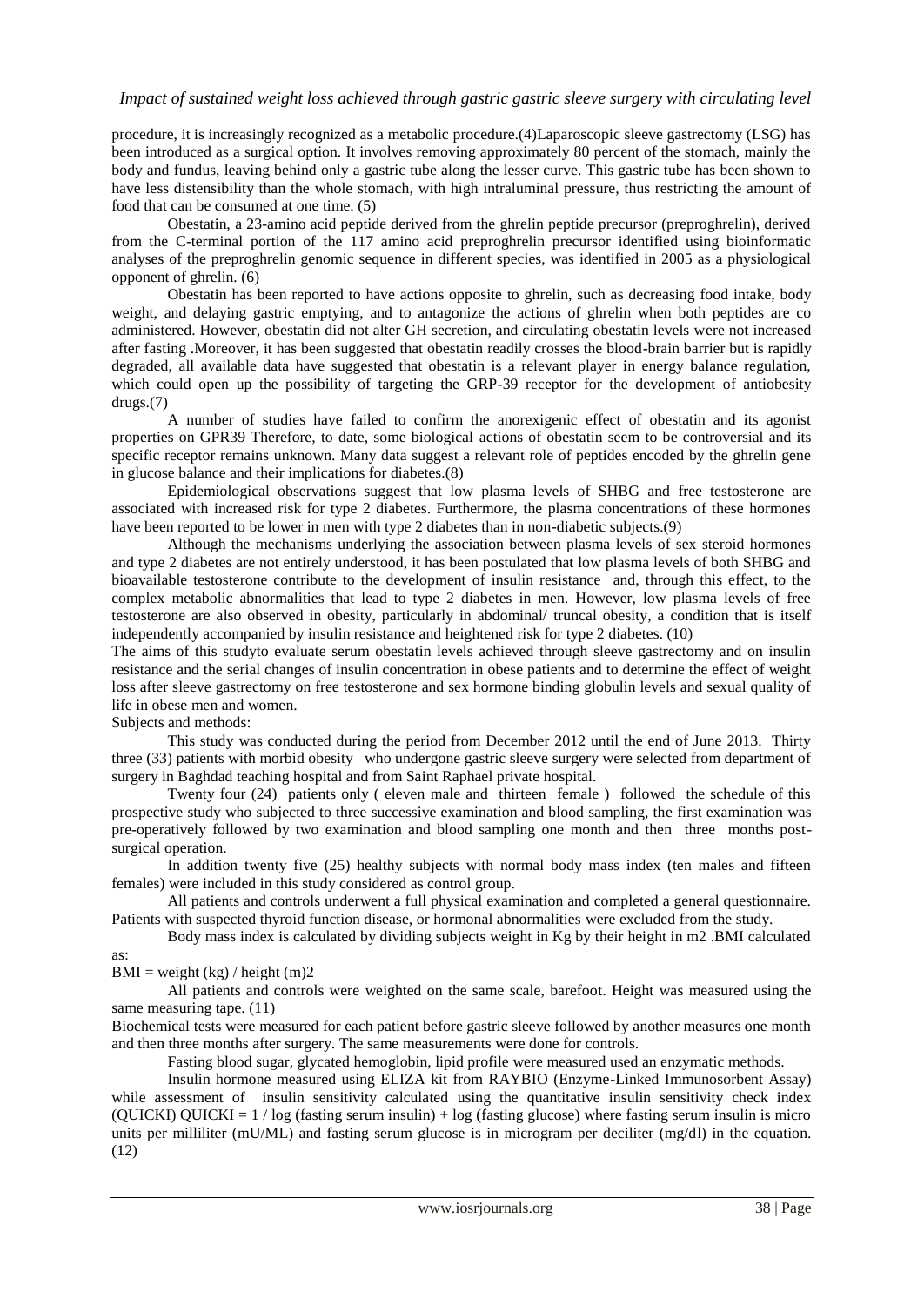procedure, it is increasingly recognized as a metabolic procedure.(4)Laparoscopic sleeve gastrectomy (LSG) has been introduced as a surgical option. It involves removing approximately 80 percent of the stomach, mainly the body and fundus, leaving behind only a gastric tube along the lesser curve. This gastric tube has been shown to have less distensibility than the whole stomach, with high intraluminal pressure, thus restricting the amount of food that can be consumed at one time. (5)

Obestatin, a 23-amino acid peptide derived from the ghrelin peptide precursor (preproghrelin), derived from the C-terminal portion of the 117 amino acid preproghrelin precursor identified using bioinformatic analyses of the preproghrelin genomic sequence in different species, was identified in 2005 as a physiological opponent of ghrelin. (6)

Obestatin has been reported to have actions opposite to ghrelin, such as decreasing food intake, body weight, and delaying gastric emptying, and to antagonize the actions of ghrelin when both peptides are co administered. However, obestatin did not alter GH secretion, and circulating obestatin levels were not increased after fasting .Moreover, it has been suggested that obestatin readily crosses the blood-brain barrier but is rapidly degraded, all available data have suggested that obestatin is a relevant player in energy balance regulation, which could open up the possibility of targeting the GRP-39 receptor for the development of antiobesity drugs.(7)

A number of studies have failed to confirm the anorexigenic effect of obestatin and its agonist properties on GPR39 Therefore, to date, some biological actions of obestatin seem to be controversial and its specific receptor remains unknown. Many data suggest a relevant role of peptides encoded by the ghrelin gene in glucose balance and their implications for diabetes.(8)

Epidemiological observations suggest that low plasma levels of SHBG and free testosterone are associated with increased risk for type 2 diabetes. Furthermore, the plasma concentrations of these hormones have been reported to be lower in men with type 2 diabetes than in non-diabetic subjects.(9)

Although the mechanisms underlying the association between plasma levels of sex steroid hormones and type 2 diabetes are not entirely understood, it has been postulated that low plasma levels of both SHBG and bioavailable testosterone contribute to the development of insulin resistance and, through this effect, to the complex metabolic abnormalities that lead to type 2 diabetes in men. However, low plasma levels of free testosterone are also observed in obesity, particularly in abdominal/ truncal obesity, a condition that is itself independently accompanied by insulin resistance and heightened risk for type 2 diabetes. (10)

The aims of this studyto evaluate serum obestatin levels achieved through sleeve gastrectomy and on insulin resistance and the serial changes of insulin concentration in obese patients and to determine the effect of weight loss after sleeve gastrectomy on free testosterone and sex hormone binding globulin levels and sexual quality of life in obese men and women.

Subjects and methods:

This study was conducted during the period from December 2012 until the end of June 2013. Thirty three (33) patients with morbid obesity who undergone gastric sleeve surgery were selected from department of surgery in Baghdad teaching hospital and from Saint Raphael private hospital.

Twenty four (24) patients only ( eleven male and thirteen female ) followed the schedule of this prospective study who subjected to three successive examination and blood sampling, the first examination was pre-operatively followed by two examination and blood sampling one month and then three months post-surgical operation.

In addition twenty five (25) healthy subjects with normal body mass index (ten males and fifteen females) were included in this study considered as control group.

All patients and controls underwent a full physical examination and completed a general questionnaire. Patients with suspected thyroid function disease, or hormonal abnormalities were excluded from the study.

Body mass index is calculated by dividing subjects weight in Kg by their height in m2 .BMI calculated as:

$$BMI = weight\ (kg) / height\ (m)^2$$

All patients and controls were weighted on the same scale, barefoot. Height was measured using the same measuring tape. (11)

Biochemical tests were measured for each patient before gastric sleeve followed by another measures one month and then three months after surgery. The same measurements were done for controls.

Fasting blood sugar, glycated hemoglobin, lipid profile were measured used an enzymatic methods.

Insulin hormone measured using ELIZA kit from RAYBIO (Enzyme-Linked Immunosorbent Assay) while assessment of insulin sensitivity calculated using the quantitative insulin sensitivity check index (QUICKI) $QUICKI = 1 / \log (\text{fasting serum insulin}) + \log (\text{fasting glucose})$ where fasting serum insulin is micro units per milliliter (mU/ML) and fasting serum glucose is in microgram per deciliter (mg/dl) in the equation. (12)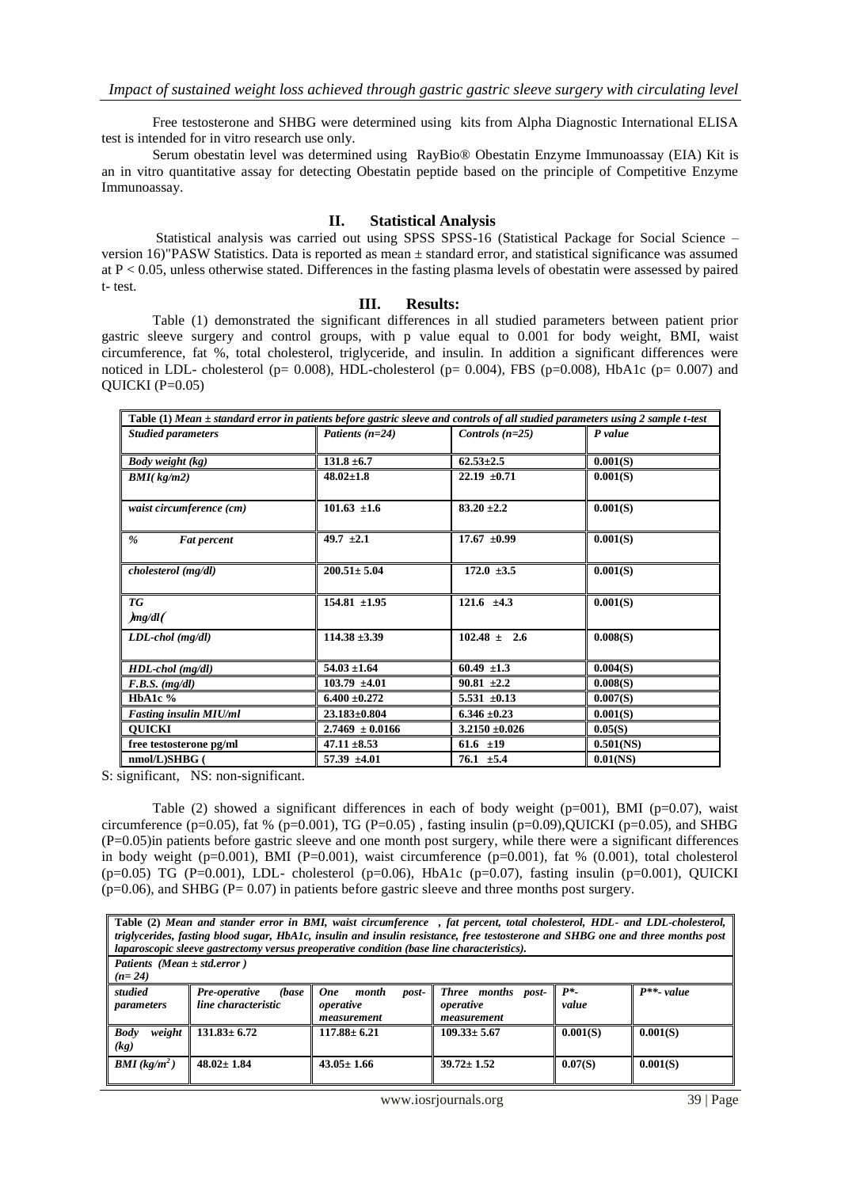Free testosterone and SHBG were determined using kits from Alpha Diagnostic International ELISA test is intended for in vitro research use only.

Serum obestatin level was determined using RayBio® Obestatin Enzyme Immunoassay (EIA) Kit is an in vitro quantitative assay for detecting Obestatin peptide based on the principle of Competitive Enzyme Immunoassay.

## II. Statistical Analysis

Statistical analysis was carried out using SPSS SPSS-16 (Statistical Package for Social Science – version 16)"PASW Statistics. Data is reported as mean ± standard error, and statistical significance was assumed at $P < 0.05$, unless otherwise stated. Differences in the fasting plasma levels of obestatin were assessed by paired t- test.

## III. Results:

Table (1) demonstrated the significant differences in all studied parameters between patient prior gastric sleeve surgery and control groups, with p value equal to 0.001 for body weight, BMI, waist circumference, fat %, total cholesterol, triglyceride, and insulin. In addition a significant differences were noticed in LDL- cholesterol (p= 0.008), HDL-cholesterol (p= 0.004), FBS (p=0.008), HbA1c (p= 0.007) and QUICKI (P=0.05)

**Table (1)** *Mean ± standard error in patients before gastric sleeve and controls of all studied parameters using 2 sample t-test*

| *Studied parameters* | *Patients (n=24)* | *Controls (n=25)* | *P value* |
|---|---|---|---|
| *Body weight (kg)* | **131.8 ±6.7** | **62.53±2.5** | **0.001(S)** |
| *BMI( kg/m2)* | **48.02±1.8** | **22.19 ±0.71** | **0.001(S)** |
| *waist circumference (cm)* | **101.63 ±1.6** | **83.20 ±2.2** | **0.001(S)** |
| *% Fat percent* | **49.7 ±2.1** | **17.67 ±0.99** | **0.001(S)** |
| *cholesterol (mg/dl)* | **200.51± 5.04** | **172.0 ±3.5** | **0.001(S)** |
| *TG )mg/dl(* | **154.81 ±1.95** | **121.6 ±4.3** | **0.001(S)** |
| *LDL-chol (mg/dl)* | **114.38 ±3.39** | **102.48 ± 2.6** | **0.008(S)** |
| *HDL-chol (mg/dl)* | **54.03 ±1.64** | **60.49 ±1.3** | **0.004(S)** |
| *F.B.S. (mg/dl)* | **103.79 ±4.01** | **90.81 ±2.2** | **0.008(S)** |
| **HbA1c %** | **6.400 ±0.272** | **5.531 ±0.13** | **0.007(S)** |
| *Fasting insulin MIU/ml* | **23.183±0.804** | **6.346 ±0.23** | **0.001(S)** |
| **QUICKI** | **2.7469 ± 0.0166** | **3.2150 ±0.026** | **0.05(S)** |
| **free testosterone pg/ml** | **47.11 ±8.53** | **61.6 ±19** | **0.501(NS)** |
| **nmol/L)SHBG (** | **57.39 ±4.01** | **76.1 ±5.4** | **0.01(NS)** |

S: significant, NS: non-significant.

Table (2) showed a significant differences in each of body weight (p=001), BMI (p=0.07), waist circumference (p=0.05), fat % (p=0.001), TG (P=0.05) , fasting insulin (p=0.09),QUICKI (p=0.05), and SHBG (P=0.05)in patients before gastric sleeve and one month post surgery, while there were a significant differences in body weight (p=0.001), BMI (P=0.001), waist circumference (p=0.001), fat % (0.001), total cholesterol (p=0.05) TG (P=0.001), LDL- cholesterol (p=0.06), HbA1c (p=0.07), fasting insulin (p=0.001), QUICKI (p=0.06), and SHBG (P= 0.07) in patients before gastric sleeve and three months post surgery.

**Table (2)** *Mean and stander error in BMI, waist circumference , fat percent, total cholesterol, HDL- and LDL-cholesterol, triglycerides, fasting blood sugar, HbA1c, insulin and insulin resistance, free testosterone and SHBG one and three months post laparoscopic sleeve gastrectomy versus preoperative condition (base line characteristics).*

*Patients (Mean ± std.error ) (n= 24)*

| *studied parameters* | *Pre-operative (base line characteristic* | *One month post-operative measurement* | *Three months post-operative measurement* | *P*-value* | *P**- value* |
|---|---|---|---|---|---|
| *Body weight (kg)* | **131.83± 6.72** | **117.88± 6.21** | **109.33± 5.67** | **0.001(S)** | **0.001(S)** |
| *BMI (kg/m$^2$)* | **48.02± 1.84** | **43.05± 1.66** | **39.72± 1.52** | **0.07(S)** | **0.001(S)** |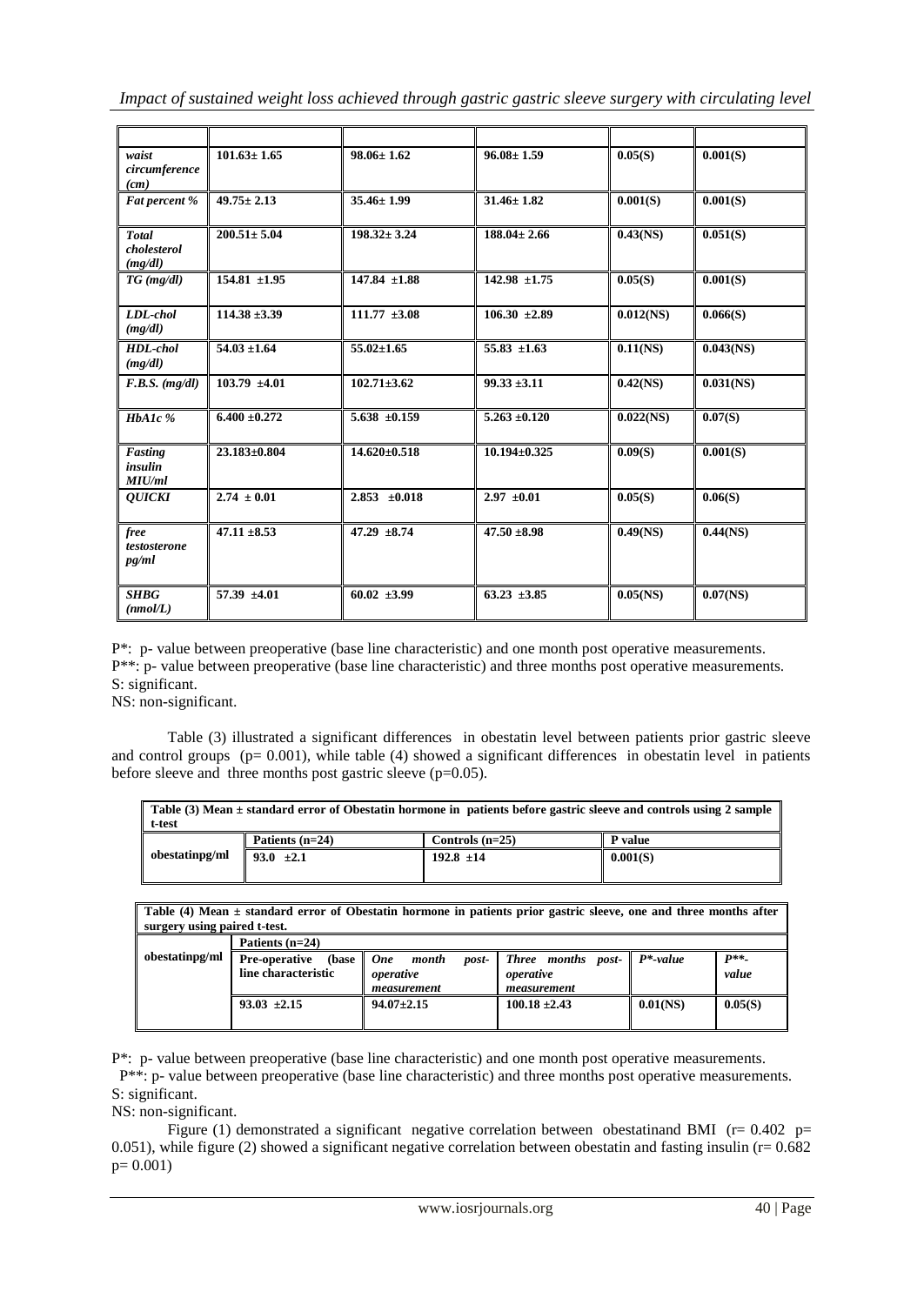| | | | | | |
|---|---|---|---|---|---|
| *waist circumference (cm)* | **101.63± 1.65** | **98.06± 1.62** | **96.08± 1.59** | **0.05(S)** | **0.001(S)** |
| *Fat percent %* | **49.75± 2.13** | **35.46± 1.99** | **31.46± 1.82** | **0.001(S)** | **0.001(S)** |
| *Total cholesterol (mg/dl)* | **200.51± 5.04** | **198.32± 3.24** | **188.04± 2.66** | **0.43(NS)** | **0.051(S)** |
| *TG (mg/dl)* | **154.81 ±1.95** | **147.84 ±1.88** | **142.98 ±1.75** | **0.05(S)** | **0.001(S)** |
| *LDL-chol (mg/dl)* | **114.38 ±3.39** | **111.77 ±3.08** | **106.30 ±2.89** | **0.012(NS)** | **0.066(S)** |
| *HDL-chol (mg/dl)* | **54.03 ±1.64** | **55.02±1.65** | **55.83 ±1.63** | **0.11(NS)** | **0.043(NS)** |
| *F.B.S. (mg/dl)* | **103.79 ±4.01** | **102.71±3.62** | **99.33 ±3.11** | **0.42(NS)** | **0.031(NS)** |
| *HbA1c %* | **6.400 ±0.272** | **5.638 ±0.159** | **5.263 ±0.120** | **0.022(NS)** | **0.07(S)** |
| *Fasting insulin MIU/ml* | **23.183±0.804** | **14.620±0.518** | **10.194±0.325** | **0.09(S)** | **0.001(S)** |
| *QUICKI* | **2.74 ± 0.01** | **2.853 ±0.018** | **2.97 ±0.01** | **0.05(S)** | **0.06(S)** |
| *free testosterone pg/ml* | **47.11 ±8.53** | **47.29 ±8.74** | **47.50 ±8.98** | **0.49(NS)** | **0.44(NS)** |
| *SHBG (nmol/L)* | **57.39 ±4.01** | **60.02 ±3.99** | **63.23 ±3.85** | **0.05(NS)** | **0.07(NS)** |

P*: p- value between preoperative (base line characteristic) and one month post operative measurements.
P**: p- value between preoperative (base line characteristic) and three months post operative measurements.
S: significant.
NS: non-significant.

Table (3) illustrated a significant differences in obestatin level between patients prior gastric sleeve and control groups (p= 0.001), while table (4) showed a significant differences in obestatin level in patients before sleeve and three months post gastric sleeve (p=0.05).

**Table (3) Mean ± standard error of Obestatin hormone in patients before gastric sleeve and controls using 2 sample t-test**

| | Patients (n=24) | Controls (n=25) | P value |
|---|---|---|---|
| **obestatinpg/ml** | **93.0 ±2.1** | **192.8 ±14** | **0.001(S)** |

**Table (4) Mean ± standard error of Obestatin hormone in patients prior gastric sleeve, one and three months after surgery using paired t-test.**

| | Patients (n=24) | | | | |
|---|---|---|---|---|---|
| **obestatinpg/ml** | **Pre-operative (base line characteristic** | *One month post-operative measurement* | *Three months post-operative measurement* | *P*-value* | *P**-value* |
| | **93.03 ±2.15** | **94.07±2.15** | **100.18 ±2.43** | **0.01(NS)** | **0.05(S)** |

P*: p- value between preoperative (base line characteristic) and one month post operative measurements.
P**: p- value between preoperative (base line characteristic) and three months post operative measurements.
S: significant.
NS: non-significant.

Figure (1) demonstrated a significant negative correlation between obestatinand BMI (r= 0.402 p= 0.051), while figure (2) showed a significant negative correlation between obestatin and fasting insulin (r= 0.682 p= 0.001)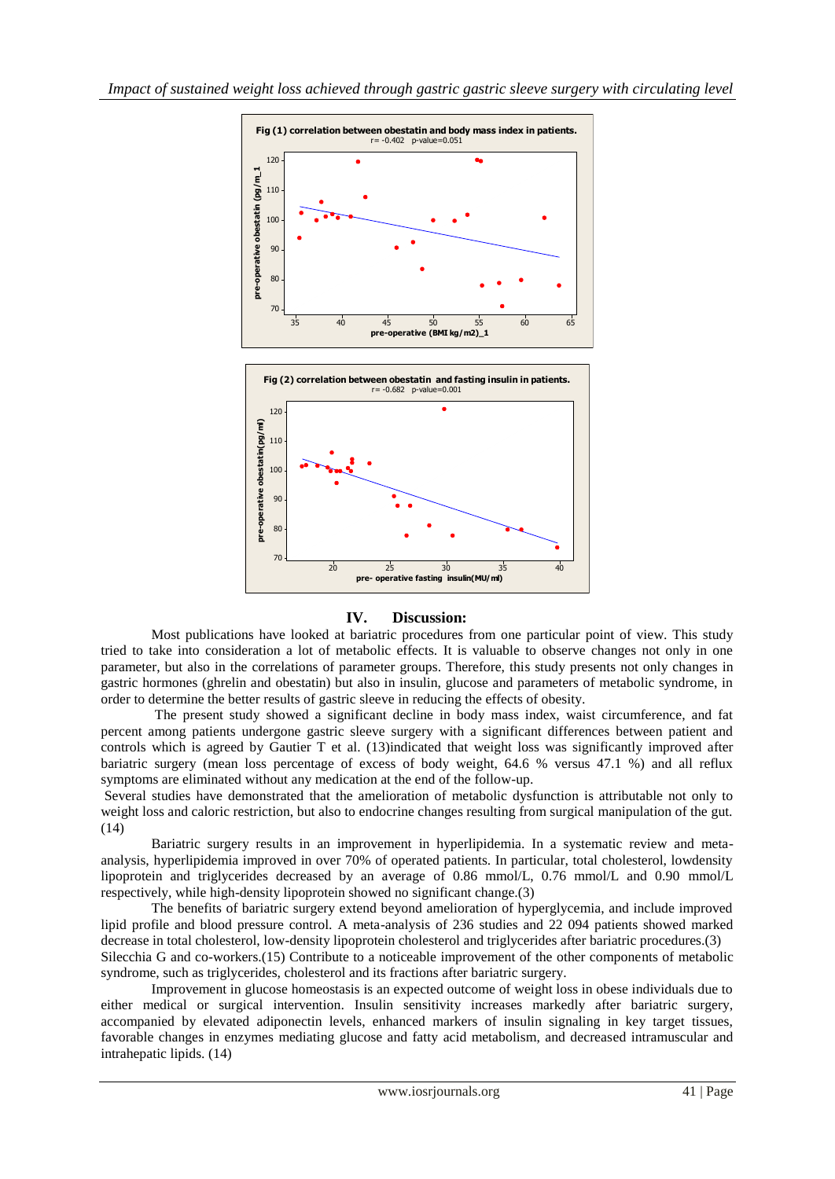Fig (1) correlation between obestatin and body mass index in patients.
r= -0.402 p-value=0.051

Fig (2) correlation between obestatin and fasting insulin in patients.
r= -0.682 p-value=0.001

## IV. Discussion:

Most publications have looked at bariatric procedures from one particular point of view. This study tried to take into consideration a lot of metabolic effects. It is valuable to observe changes not only in one parameter, but also in the correlations of parameter groups. Therefore, this study presents not only changes in gastric hormones (ghrelin and obestatin) but also in insulin, glucose and parameters of metabolic syndrome, in order to determine the better results of gastric sleeve in reducing the effects of obesity.

The present study showed a significant decline in body mass index, waist circumference, and fat percent among patients undergone gastric sleeve surgery with a significant differences between patient and controls which is agreed by Gautier T et al. (13)indicated that weight loss was significantly improved after bariatric surgery (mean loss percentage of excess of body weight, 64.6 % versus 47.1 %) and all reflux symptoms are eliminated without any medication at the end of the follow-up.

Several studies have demonstrated that the amelioration of metabolic dysfunction is attributable not only to weight loss and caloric restriction, but also to endocrine changes resulting from surgical manipulation of the gut. (14)

Bariatric surgery results in an improvement in hyperlipidemia. In a systematic review and meta-analysis, hyperlipidemia improved in over 70% of operated patients. In particular, total cholesterol, lowdensity lipoprotein and triglycerides decreased by an average of 0.86 mmol/L, 0.76 mmol/L and 0.90 mmol/L respectively, while high-density lipoprotein showed no significant change.(3)

The benefits of bariatric surgery extend beyond amelioration of hyperglycemia, and include improved lipid profile and blood pressure control. A meta-analysis of 236 studies and 22 094 patients showed marked decrease in total cholesterol, low-density lipoprotein cholesterol and triglycerides after bariatric procedures.(3)

Silecchia G and co-workers.(15) Contribute to a noticeable improvement of the other components of metabolic syndrome, such as triglycerides, cholesterol and its fractions after bariatric surgery.

Improvement in glucose homeostasis is an expected outcome of weight loss in obese individuals due to either medical or surgical intervention. Insulin sensitivity increases markedly after bariatric surgery, accompanied by elevated adiponectin levels, enhanced markers of insulin signaling in key target tissues, favorable changes in enzymes mediating glucose and fatty acid metabolism, and decreased intramuscular and intrahepatic lipids. (14)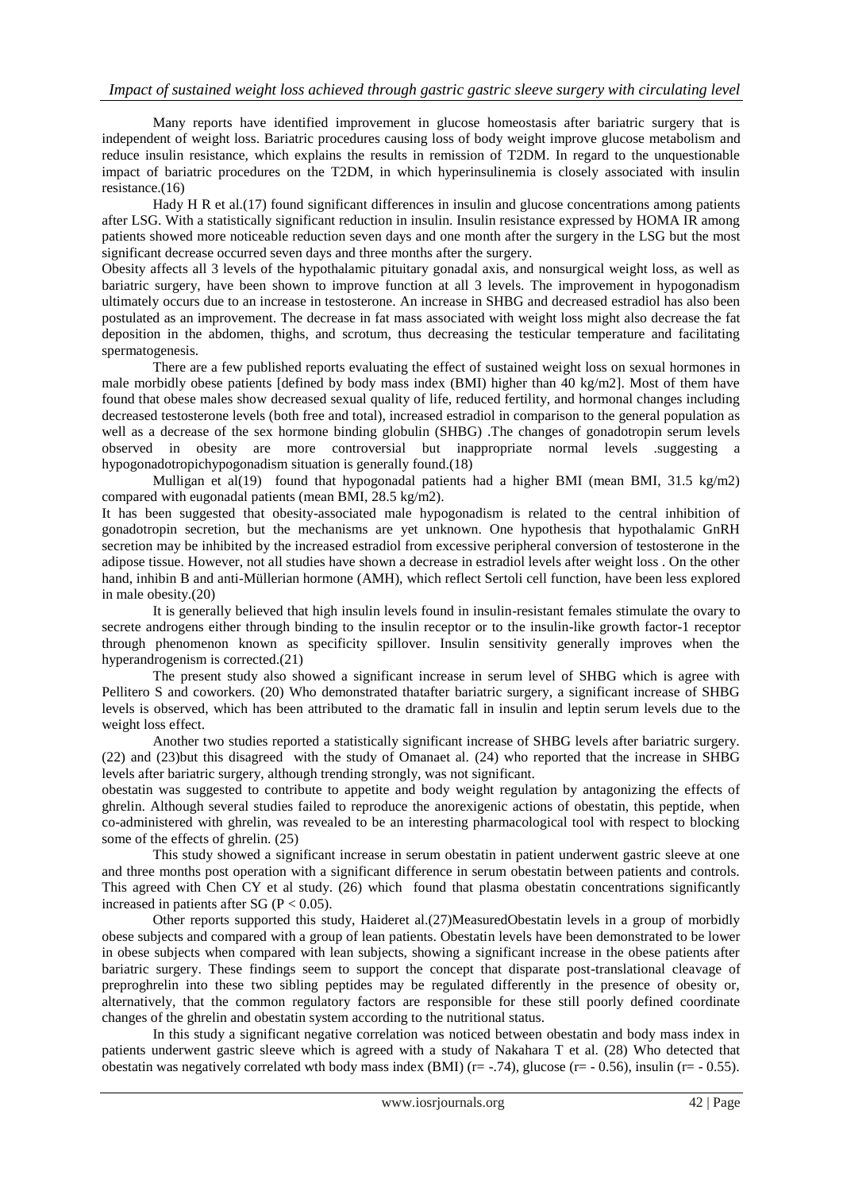Many reports have identified improvement in glucose homeostasis after bariatric surgery that is independent of weight loss. Bariatric procedures causing loss of body weight improve glucose metabolism and reduce insulin resistance, which explains the results in remission of T2DM. In regard to the unquestionable impact of bariatric procedures on the T2DM, in which hyperinsulinemia is closely associated with insulin resistance.(16)

Hady H R et al.(17) found significant differences in insulin and glucose concentrations among patients after LSG. With a statistically significant reduction in insulin. Insulin resistance expressed by HOMA IR among patients showed more noticeable reduction seven days and one month after the surgery in the LSG but the most significant decrease occurred seven days and three months after the surgery.

Obesity affects all 3 levels of the hypothalamic pituitary gonadal axis, and nonsurgical weight loss, as well as bariatric surgery, have been shown to improve function at all 3 levels. The improvement in hypogonadism ultimately occurs due to an increase in testosterone. An increase in SHBG and decreased estradiol has also been postulated as an improvement. The decrease in fat mass associated with weight loss might also decrease the fat deposition in the abdomen, thighs, and scrotum, thus decreasing the testicular temperature and facilitating spermatogenesis.

There are a few published reports evaluating the effect of sustained weight loss on sexual hormones in male morbidly obese patients [defined by body mass index (BMI) higher than 40 kg/m2]. Most of them have found that obese males show decreased sexual quality of life, reduced fertility, and hormonal changes including decreased testosterone levels (both free and total), increased estradiol in comparison to the general population as well as a decrease of the sex hormone binding globulin (SHBG) .The changes of gonadotropin serum levels observed in obesity are more controversial but inappropriate normal levels .suggesting a hypogonadotropichypogonadism situation is generally found.(18)

Mulligan et al(19) found that hypogonadal patients had a higher BMI (mean BMI, 31.5 kg/m2) compared with eugonadal patients (mean BMI, 28.5 kg/m2).

It has been suggested that obesity-associated male hypogonadism is related to the central inhibition of gonadotropin secretion, but the mechanisms are yet unknown. One hypothesis that hypothalamic GnRH secretion may be inhibited by the increased estradiol from excessive peripheral conversion of testosterone in the adipose tissue. However, not all studies have shown a decrease in estradiol levels after weight loss . On the other hand, inhibin B and anti-Müllerian hormone (AMH), which reflect Sertoli cell function, have been less explored in male obesity.(20)

It is generally believed that high insulin levels found in insulin-resistant females stimulate the ovary to secrete androgens either through binding to the insulin receptor or to the insulin-like growth factor-1 receptor through phenomenon known as specificity spillover. Insulin sensitivity generally improves when the hyperandrogenism is corrected.(21)

The present study also showed a significant increase in serum level of SHBG which is agree with Pellitero S and coworkers. (20) Who demonstrated thatafter bariatric surgery, a significant increase of SHBG levels is observed, which has been attributed to the dramatic fall in insulin and leptin serum levels due to the weight loss effect.

Another two studies reported a statistically significant increase of SHBG levels after bariatric surgery. (22) and (23)but this disagreed with the study of Omanaet al. (24) who reported that the increase in SHBG levels after bariatric surgery, although trending strongly, was not significant.

obestatin was suggested to contribute to appetite and body weight regulation by antagonizing the effects of ghrelin. Although several studies failed to reproduce the anorexigenic actions of obestatin, this peptide, when co-administered with ghrelin, was revealed to be an interesting pharmacological tool with respect to blocking some of the effects of ghrelin. (25)

This study showed a significant increase in serum obestatin in patient underwent gastric sleeve at one and three months post operation with a significant difference in serum obestatin between patients and controls. This agreed with Chen CY et al study. (26) which found that plasma obestatin concentrations significantly increased in patients after SG ($P < 0.05$).

Other reports supported this study, Haideret al.(27)MeasuredObestatin levels in a group of morbidly obese subjects and compared with a group of lean patients. Obestatin levels have been demonstrated to be lower in obese subjects when compared with lean subjects, showing a significant increase in the obese patients after bariatric surgery. These findings seem to support the concept that disparate post-translational cleavage of preproghrelin into these two sibling peptides may be regulated differently in the presence of obesity or, alternatively, that the common regulatory factors are responsible for these still poorly defined coordinate changes of the ghrelin and obestatin system according to the nutritional status.

In this study a significant negative correlation was noticed between obestatin and body mass index in patients underwent gastric sleeve which is agreed with a study of Nakahara T et al. (28) Who detected that obestatin was negatively correlated wth body mass index (BMI) ($r= -.74$), glucose ($r= - 0.56$), insulin ($r= - 0.55$).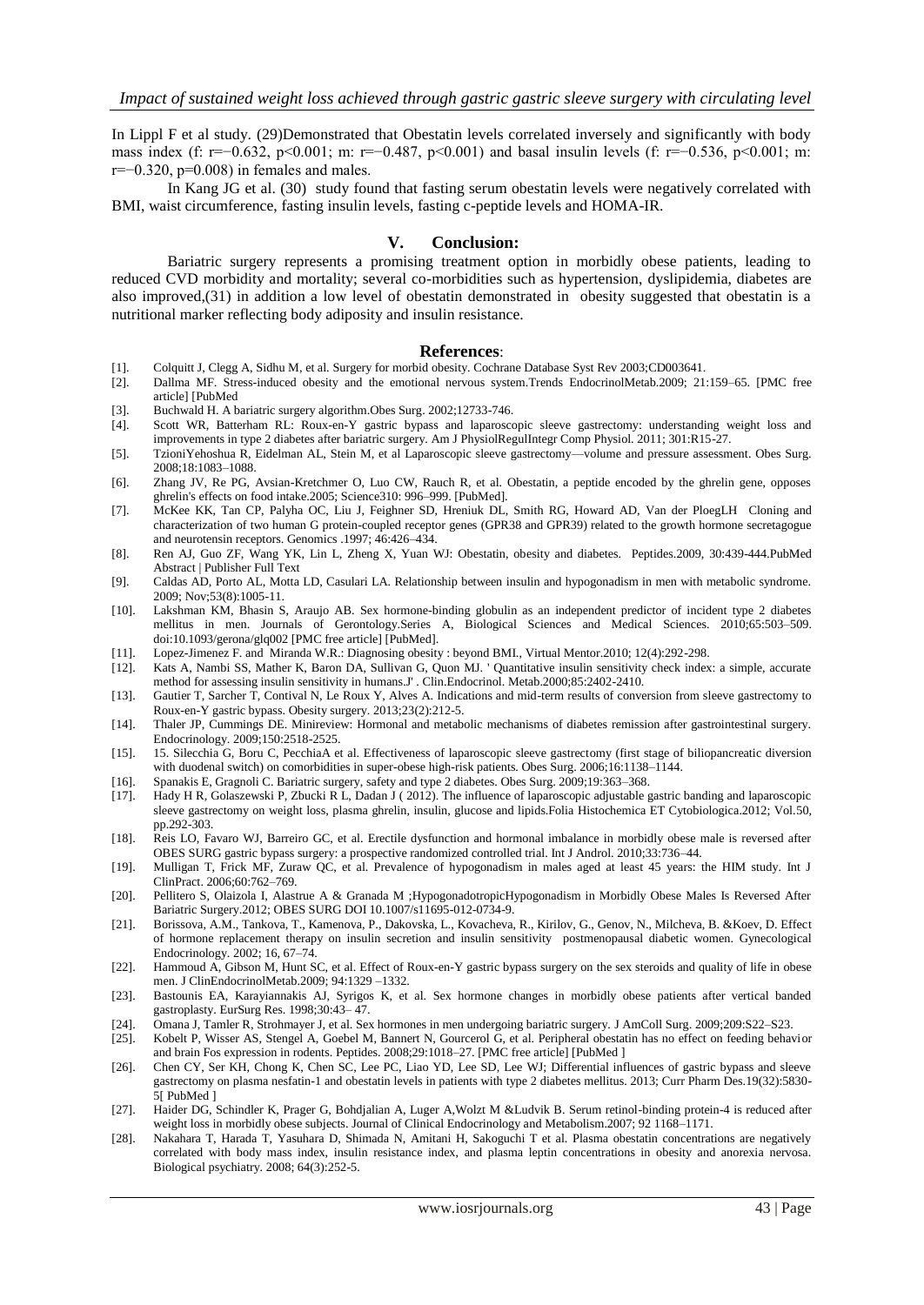In Lippl F et al study. (29)Demonstrated that Obestatin levels correlated inversely and significantly with body mass index (f: $r=-0.632$, $p<0.001$; m: $r=-0.487$, $p<0.001$) and basal insulin levels (f: $r=-0.536$, $p<0.001$; m: $r=-0.320$, $p=0.008$) in females and males.

In Kang JG et al. (30) study found that fasting serum obestatin levels were negatively correlated with BMI, waist circumference, fasting insulin levels, fasting c-peptide levels and HOMA-IR.

## V. Conclusion:

Bariatric surgery represents a promising treatment option in morbidly obese patients, leading to reduced CVD morbidity and mortality; several co-morbidities such as hypertension, dyslipidemia, diabetes are also improved,(31) in addition a low level of obestatin demonstrated in obesity suggested that obestatin is a nutritional marker reflecting body adiposity and insulin resistance.

## References:

[1]. Colquitt J, Clegg A, Sidhu M, et al. Surgery for morbid obesity. Cochrane Database Syst Rev 2003;CD003641.

[2]. Dallma MF. Stress-induced obesity and the emotional nervous system.Trends EndocrinolMetab.2009; 21:159–65. [PMC free article] [PubMed

[3]. Buchwald H. A bariatric surgery algorithm.Obes Surg. 2002;12733-746.

[4]. Scott WR, Batterham RL: Roux-en-Y gastric bypass and laparoscopic sleeve gastrectomy: understanding weight loss and improvements in type 2 diabetes after bariatric surgery. Am J PhysiolRegulIntegr Comp Physiol. 2011; 301:R15-27.

[5]. TzioniYehoshua R, Eidelman AL, Stein M, et al Laparoscopic sleeve gastrectomy—volume and pressure assessment. Obes Surg. 2008;18:1083–1088.

[6]. Zhang JV, Re PG, Avsian-Kretchmer O, Luo CW, Rauch R, et al. Obestatin, a peptide encoded by the ghrelin gene, opposes ghrelin's effects on food intake.2005; Science310: 996–999. [PubMed].

[7]. McKee KK, Tan CP, Palyha OC, Liu J, Feighner SD, Hreniuk DL, Smith RG, Howard AD, Van der PloegLH Cloning and characterization of two human G protein-coupled receptor genes (GPR38 and GPR39) related to the growth hormone secretagogue and neurotensin receptors. Genomics .1997; 46:426–434.

[8]. Ren AJ, Guo ZF, Wang YK, Lin L, Zheng X, Yuan WJ: Obestatin, obesity and diabetes. Peptides.2009, 30:439-444.PubMed Abstract | Publisher Full Text

[9]. Caldas AD, Porto AL, Motta LD, Casulari LA. Relationship between insulin and hypogonadism in men with metabolic syndrome. 2009; Nov;53(8):1005-11.

[10]. Lakshman KM, Bhasin S, Araujo AB. Sex hormone-binding globulin as an independent predictor of incident type 2 diabetes mellitus in men. Journals of Gerontology.Series A, Biological Sciences and Medical Sciences. 2010;65:503–509. doi:10.1093/gerona/glq002 [PMC free article] [PubMed].

[11]. Lopez-Jimenez F. and Miranda W.R.: Diagnosing obesity : beyond BMI., Virtual Mentor.2010; 12(4):292-298.

[12]. Kats A, Nambi SS, Mather K, Baron DA, Sullivan G, Quon MJ. ' Quantitative insulin sensitivity check index: a simple, accurate method for assessing insulin sensitivity in humans.J' . Clin.Endocrinol. Metab.2000;85:2402-2410.

[13]. Gautier T, Sarcher T, Contival N, Le Roux Y, Alves A. Indications and mid-term results of conversion from sleeve gastrectomy to Roux-en-Y gastric bypass. Obesity surgery. 2013;23(2):212-5.

[14]. Thaler JP, Cummings DE. Minireview: Hormonal and metabolic mechanisms of diabetes remission after gastrointestinal surgery. Endocrinology. 2009;150:2518-2525.

[15]. 15. Silecchia G, Boru C, PecchiaA et al. Effectiveness of laparoscopic sleeve gastrectomy (first stage of biliopancreatic diversion with duodenal switch) on comorbidities in super-obese high-risk patients. Obes Surg. 2006;16:1138–1144.

[16]. Spanakis E, Gragnoli C. Bariatric surgery, safety and type 2 diabetes. Obes Surg. 2009;19:363–368.

[17]. Hady H R, Golaszewski P, Zbucki R L, Dadan J ( 2012). The influence of laparoscopic adjustable gastric banding and laparoscopic sleeve gastrectomy on weight loss, plasma ghrelin, insulin, glucose and lipids.Folia Histochemica ET Cytobiologica.2012; Vol.50, pp.292-303.

[18]. Reis LO, Favaro WJ, Barreiro GC, et al. Erectile dysfunction and hormonal imbalance in morbidly obese male is reversed after OBES SURG gastric bypass surgery: a prospective randomized controlled trial. Int J Androl. 2010;33:736–44.

[19]. Mulligan T, Frick MF, Zuraw QC, et al. Prevalence of hypogonadism in males aged at least 45 years: the HIM study. Int J ClinPract. 2006;60:762–769.

[20]. Pellitero S, Olaizola I, Alastrue A & Granada M ;HypogonadotropicHypogonadism in Morbidly Obese Males Is Reversed After Bariatric Surgery.2012; OBES SURG DOI 10.1007/s11695-012-0734-9.

[21]. Borissova, A.M., Tankova, T., Kamenova, P., Dakovska, L., Kovacheva, R., Kirilov, G., Genov, N., Milcheva, B. &Koev, D. Effect of hormone replacement therapy on insulin secretion and insulin sensitivity postmenopausal diabetic women. Gynecological Endocrinology. 2002; 16, 67–74.

[22]. Hammoud A, Gibson M, Hunt SC, et al. Effect of Roux-en-Y gastric bypass surgery on the sex steroids and quality of life in obese men. J ClinEndocrinolMetab.2009; 94:1329 –1332.

[23]. Bastounis EA, Karayiannakis AJ, Syrigos K, et al. Sex hormone changes in morbidly obese patients after vertical banded gastroplasty. EurSurg Res. 1998;30:43– 47.

[24]. Omana J, Tamler R, Strohmayer J, et al. Sex hormones in men undergoing bariatric surgery. J AmColl Surg. 2009;209:S22–S23.

[25]. Kobelt P, Wisser AS, Stengel A, Goebel M, Bannert N, Gourcerol G, et al. Peripheral obestatin has no effect on feeding behavior and brain Fos expression in rodents. Peptides. 2008;29:1018–27. [PMC free article] [PubMed ]

[26]. Chen CY, Ser KH, Chong K, Chen SC, Lee PC, Liao YD, Lee SD, Lee WJ; Differential influences of gastric bypass and sleeve gastrectomy on plasma nesfatin-1 and obestatin levels in patients with type 2 diabetes mellitus. 2013; Curr Pharm Des.19(32):5830-5[ PubMed ]

[27]. Haider DG, Schindler K, Prager G, Bohdjalian A, Luger A,Wolzt M &Ludvik B. Serum retinol-binding protein-4 is reduced after weight loss in morbidly obese subjects. Journal of Clinical Endocrinology and Metabolism.2007; 92 1168–1171.

[28]. Nakahara T, Harada T, Yasuhara D, Shimada N, Amitani H, Sakoguchi T et al. Plasma obestatin concentrations are negatively correlated with body mass index, insulin resistance index, and plasma leptin concentrations in obesity and anorexia nervosa. Biological psychiatry. 2008; 64(3):252-5.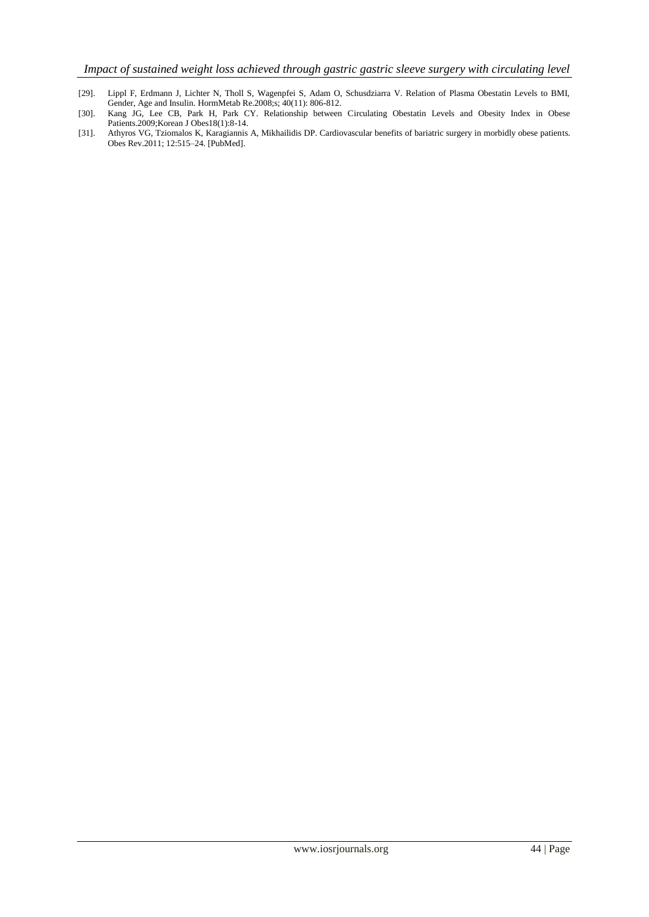[29]. Lippl F, Erdmann J, Lichter N, Tholl S, Wagenpfei S, Adam O, Schusdziarra V. Relation of Plasma Obestatin Levels to BMI, Gender, Age and Insulin. HormMetab Re.2008;s; 40(11): 806-812.

[30]. Kang JG, Lee CB, Park H, Park CY. Relationship between Circulating Obestatin Levels and Obesity Index in Obese Patients.2009;Korean J Obes18(1):8-14.

[31]. Athyros VG, Tziomalos K, Karagiannis A, Mikhailidis DP. Cardiovascular benefits of bariatric surgery in morbidly obese patients. Obes Rev.2011; 12:515–24. [PubMed].